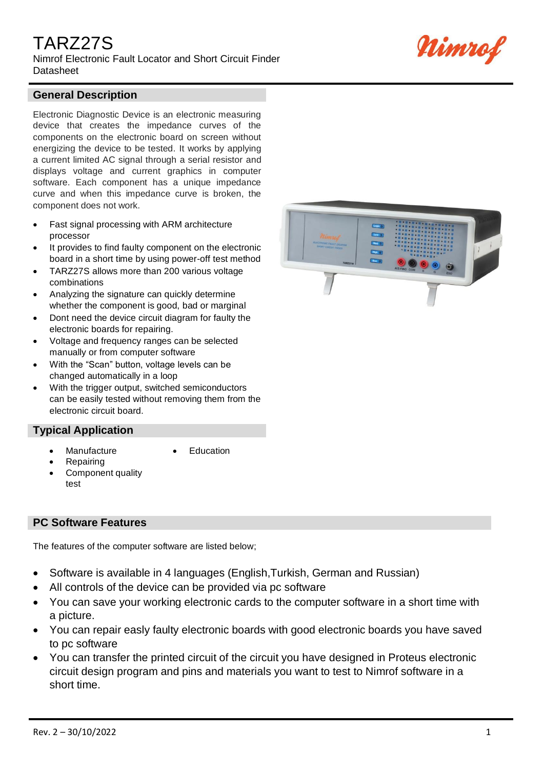# TARZ27S

Nimrof Electronic Fault Locator and Short Circuit Finder
Datasheet

## General Description

Electronic Diagnostic Device is an electronic measuring device that creates the impedance curves of the components on the electronic board on screen without energizing the device to be tested. It works by applying a current limited AC signal through a serial resistor and displays voltage and current graphics in computer software. Each component has a unique impedance curve and when this impedance curve is broken, the component does not work.

- Fast signal processing with ARM architecture processor
- It provides to find faulty component on the electronic board in a short time by using power-off test method
- TARZ27S allows more than 200 various voltage combinations
- Analyzing the signature can quickly determine whether the component is good, bad or marginal
- Dont need the device circuit diagram for faulty the electronic boards for repairing.
- Voltage and frequency ranges can be selected manually or from computer software
- With the “Scan” button, voltage levels can be changed automatically in a loop
- With the trigger output, switched semiconductors can be easily tested without removing them from the electronic circuit board.

## Typical Application

- Manufacture
- Repairing
- Component quality test
- Education

## PC Software Features

The features of the computer software are listed below;

- Software is available in 4 languages (English,Turkish, German and Russian)
- All controls of the device can be provided via pc software
- You can save your working electronic cards to the computer software in a short time with a picture.
- You can repair easly faulty electronic boards with good electronic boards you have saved to pc software
- You can transfer the printed circuit of the circuit you have designed in Proteus electronic circuit design program and pins and materials you want to test to Nimrof software in a short time.

Rev. 2 – 30/10/2022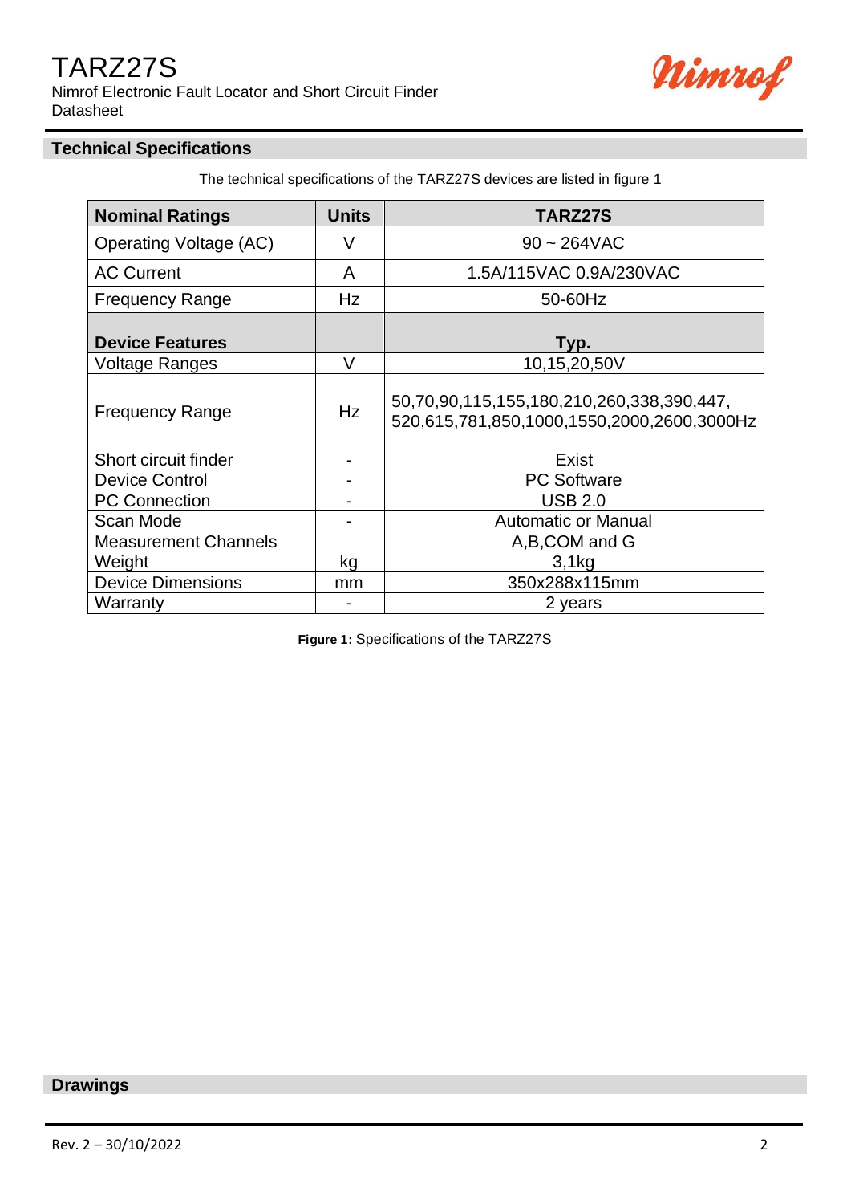## Technical Specifications

The technical specifications of the TARZ27S devices are listed in figure 1

| Nominal Ratings | Units | TARZ27S |
|---|---|---|
| Operating Voltage (AC) | V | 90 ~ 264VAC |
| AC Current | A | 1.5A/115VAC 0.9A/230VAC |
| Frequency Range | Hz | 50-60Hz |
| **Device Features** | | **Typ.** |
| Voltage Ranges | V | 10,15,20,50V |
| Frequency Range | Hz | 50,70,90,115,155,180,210,260,338,390,447, 520,615,781,850,1000,1550,2000,2600,3000Hz |
| Short circuit finder | - | Exist |
| Device Control | - | PC Software |
| PC Connection | - | USB 2.0 |
| Scan Mode | - | Automatic or Manual |
| Measurement Channels | | A,B,COM and G |
| Weight | kg | 3,1kg |
| Device Dimensions | mm | 350x288x115mm |
| Warranty | - | 2 years |

**Figure 1:** Specifications of the TARZ27S

## Drawings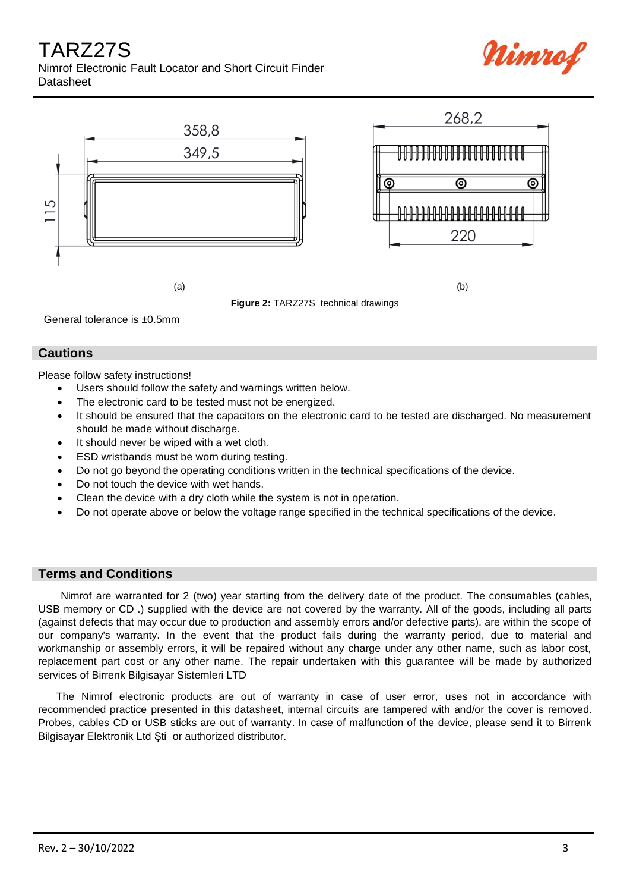358,8

349,5

115

(a)

268,2

220

(b)

**Figure 2:** TARZ27S technical drawings

General tolerance is ±0.5mm

## Cautions

Please follow safety instructions!

- Users should follow the safety and warnings written below.
- The electronic card to be tested must not be energized.
- It should be ensured that the capacitors on the electronic card to be tested are discharged. No measurement should be made without discharge.
- It should never be wiped with a wet cloth.
- ESD wristbands must be worn during testing.
- Do not go beyond the operating conditions written in the technical specifications of the device.
- Do not touch the device with wet hands.
- Clean the device with a dry cloth while the system is not in operation.
- Do not operate above or below the voltage range specified in the technical specifications of the device.

## Terms and Conditions

Nimrof are warranted for 2 (two) year starting from the delivery date of the product. The consumables (cables, USB memory or CD .) supplied with the device are not covered by the warranty. All of the goods, including all parts (against defects that may occur due to production and assembly errors and/or defective parts), are within the scope of our company's warranty. In the event that the product fails during the warranty period, due to material and workmanship or assembly errors, it will be repaired without any charge under any other name, such as labor cost, replacement part cost or any other name. The repair undertaken with this guarantee will be made by authorized services of Birrenk Bilgisayar Sistemleri LTD

The Nimrof electronic products are out of warranty in case of user error, uses not in accordance with recommended practice presented in this datasheet, internal circuits are tampered with and/or the cover is removed. Probes, cables CD or USB sticks are out of warranty. In case of malfunction of the device, please send it to Birrenk Bilgisayar Elektronik Ltd Şti or authorized distributor.